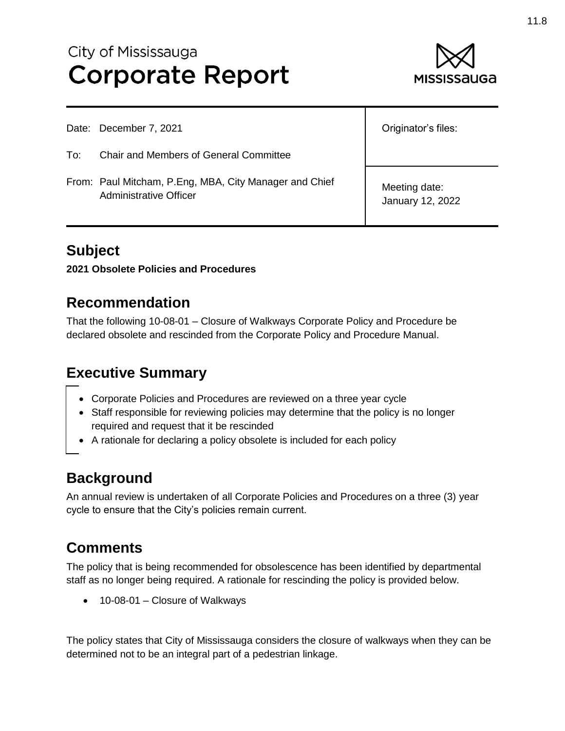City of Mississauga
# Corporate Report

| | |
|---|---|
| Date: December 7, 2021 | Originator's files: |
| To: Chair and Members of General Committee | |
| From: Paul Mitcham, P.Eng, MBA, City Manager and Chief Administrative Officer | Meeting date: January 12, 2022 |

## Subject

**2021 Obsolete Policies and Procedures**

## Recommendation

That the following 10-08-01 – Closure of Walkways Corporate Policy and Procedure be declared obsolete and rescinded from the Corporate Policy and Procedure Manual.

## Executive Summary

- Corporate Policies and Procedures are reviewed on a three year cycle
- Staff responsible for reviewing policies may determine that the policy is no longer required and request that it be rescinded
- A rationale for declaring a policy obsolete is included for each policy

## Background

An annual review is undertaken of all Corporate Policies and Procedures on a three (3) year cycle to ensure that the City's policies remain current.

## Comments

The policy that is being recommended for obsolescence has been identified by departmental staff as no longer being required. A rationale for rescinding the policy is provided below.

- 10-08-01 – Closure of Walkways

The policy states that City of Mississauga considers the closure of walkways when they can be determined not to be an integral part of a pedestrian linkage.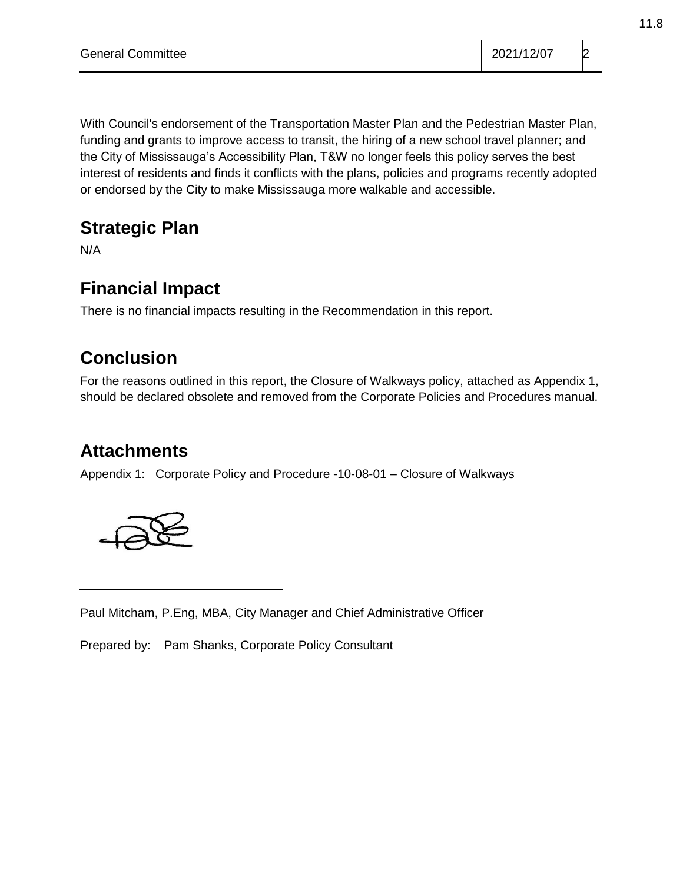With Council's endorsement of the Transportation Master Plan and the Pedestrian Master Plan, funding and grants to improve access to transit, the hiring of a new school travel planner; and the City of Mississauga's Accessibility Plan, T&W no longer feels this policy serves the best interest of residents and finds it conflicts with the plans, policies and programs recently adopted or endorsed by the City to make Mississauga more walkable and accessible.

## Strategic Plan

N/A

## Financial Impact

There is no financial impacts resulting in the Recommendation in this report.

## Conclusion

For the reasons outlined in this report, the Closure of Walkways policy, attached as Appendix 1, should be declared obsolete and removed from the Corporate Policies and Procedures manual.

## Attachments

Appendix 1: Corporate Policy and Procedure -10-08-01 – Closure of Walkways

Paul Mitcham, P.Eng, MBA, City Manager and Chief Administrative Officer

Prepared by: Pam Shanks, Corporate Policy Consultant